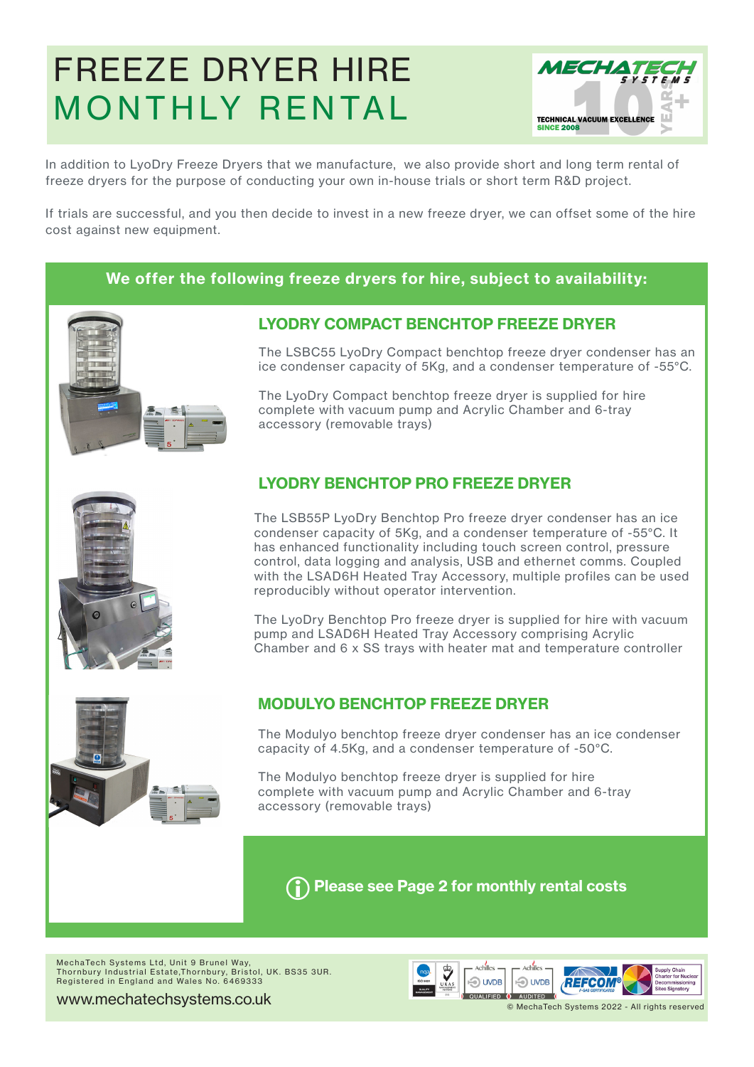# FREEZE DRYER HIRE
# MONTHLY RENTAL

MECHATECH SYSTEMS
TECHNICAL VACUUM EXCELLENCE SINCE 2008
10 YEARS+

In addition to LyoDry Freeze Dryers that we manufacture, we also provide short and long term rental of freeze dryers for the purpose of conducting your own in-house trials or short term R&D project.

If trials are successful, and you then decide to invest in a new freeze dryer, we can offset some of the hire cost against new equipment.

**We offer the following freeze dryers for hire, subject to availability:**

## LYODRY COMPACT BENCHTOP FREEZE DRYER

The LSBC55 LyoDry Compact benchtop freeze dryer condenser has an ice condenser capacity of 5Kg, and a condenser temperature of -55°C.

The LyoDry Compact benchtop freeze dryer is supplied for hire complete with vacuum pump and Acrylic Chamber and 6-tray accessory (removable trays)

## LYODRY BENCHTOP PRO FREEZE DRYER

The LSB55P LyoDry Benchtop Pro freeze dryer condenser has an ice condenser capacity of 5Kg, and a condenser temperature of -55°C. It has enhanced functionality including touch screen control, pressure control, data logging and analysis, USB and ethernet comms. Coupled with the LSAD6H Heated Tray Accessory, multiple profiles can be used reproducibly without operator intervention.

The LyoDry Benchtop Pro freeze dryer is supplied for hire with vacuum pump and LSAD6H Heated Tray Accessory comprising Acrylic Chamber and 6 x SS trays with heater mat and temperature controller

## MODULYO BENCHTOP FREEZE DRYER

The Modulyo benchtop freeze dryer condenser has an ice condenser capacity of 4.5Kg, and a condenser temperature of -50°C.

The Modulyo benchtop freeze dryer is supplied for hire complete with vacuum pump and Acrylic Chamber and 6-tray accessory (removable trays)

**Please see Page 2 for monthly rental costs**

MechaTech Systems Ltd, Unit 9 Brunel Way,
Thornbury Industrial Estate,Thornbury, Bristol, UK. BS35 3UR.
Registered in England and Wales No. 6469333

www.mechatechsystems.co.uk

© MechaTech Systems 2022 - All rights reserved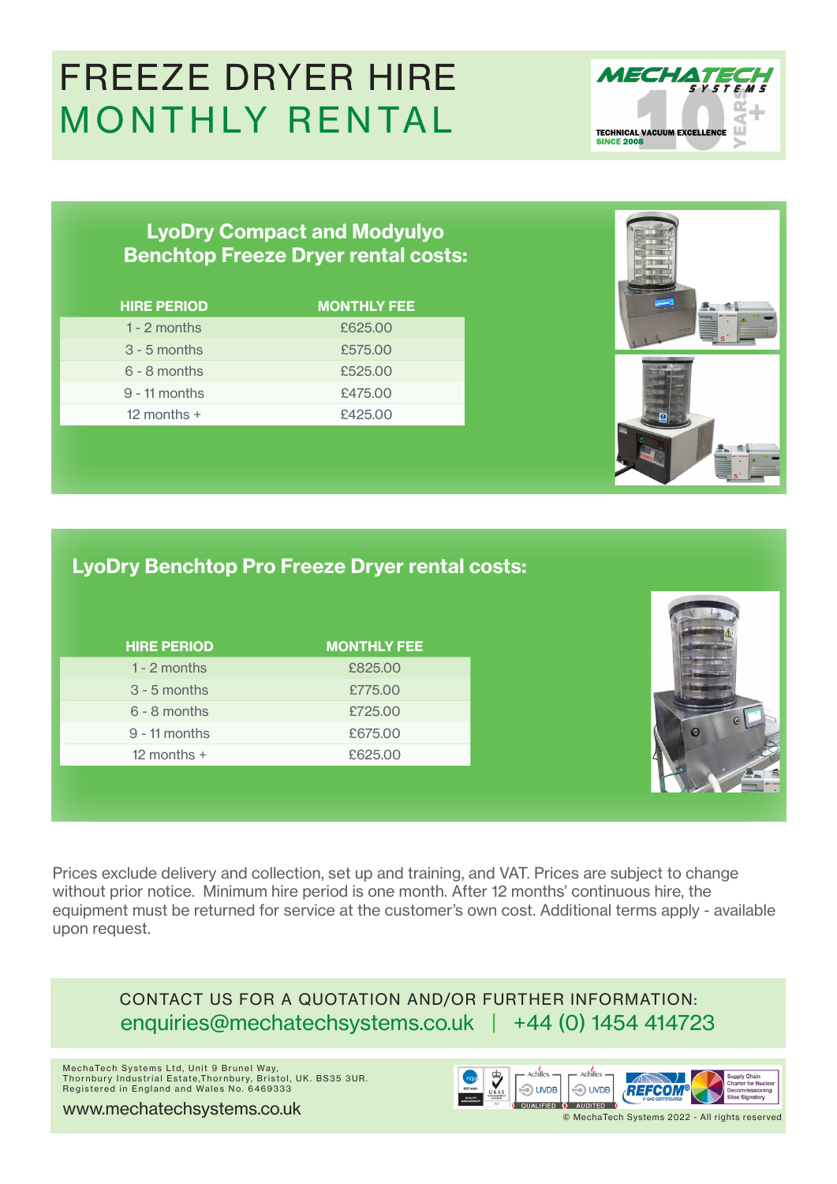# FREEZE DRYER HIRE
# MONTHLY RENTAL

MECHATECH SYSTEMS
TECHNICAL VACUUM EXCELLENCE SINCE 2008
10 YEARS+

## LyoDry Compact and Modyulyo Benchtop Freeze Dryer rental costs:

| HIRE PERIOD | MONTHLY FEE |
|---|---|
| 1 - 2 months | £625.00 |
| 3 - 5 months | £575.00 |
| 6 - 8 months | £525.00 |
| 9 - 11 months | £475.00 |
| 12 months + | £425.00 |

## LyoDry Benchtop Pro Freeze Dryer rental costs:

| HIRE PERIOD | MONTHLY FEE |
|---|---|
| 1 - 2 months | £825.00 |
| 3 - 5 months | £775.00 |
| 6 - 8 months | £725.00 |
| 9 - 11 months | £675.00 |
| 12 months + | £625.00 |

Prices exclude delivery and collection, set up and training, and VAT. Prices are subject to change without prior notice. Minimum hire period is one month. After 12 months' continuous hire, the equipment must be returned for service at the customer's own cost. Additional terms apply - available upon request.

CONTACT US FOR A QUOTATION AND/OR FURTHER INFORMATION:
enquiries@mechatechsystems.co.uk | +44 (0) 1454 414723

MechaTech Systems Ltd, Unit 9 Brunel Way,
Thornbury Industrial Estate,Thornbury, Bristol, UK. BS35 3UR.
Registered in England and Wales No. 6469333

www.mechatechsystems.co.uk

© MechaTech Systems 2022 - All rights reserved